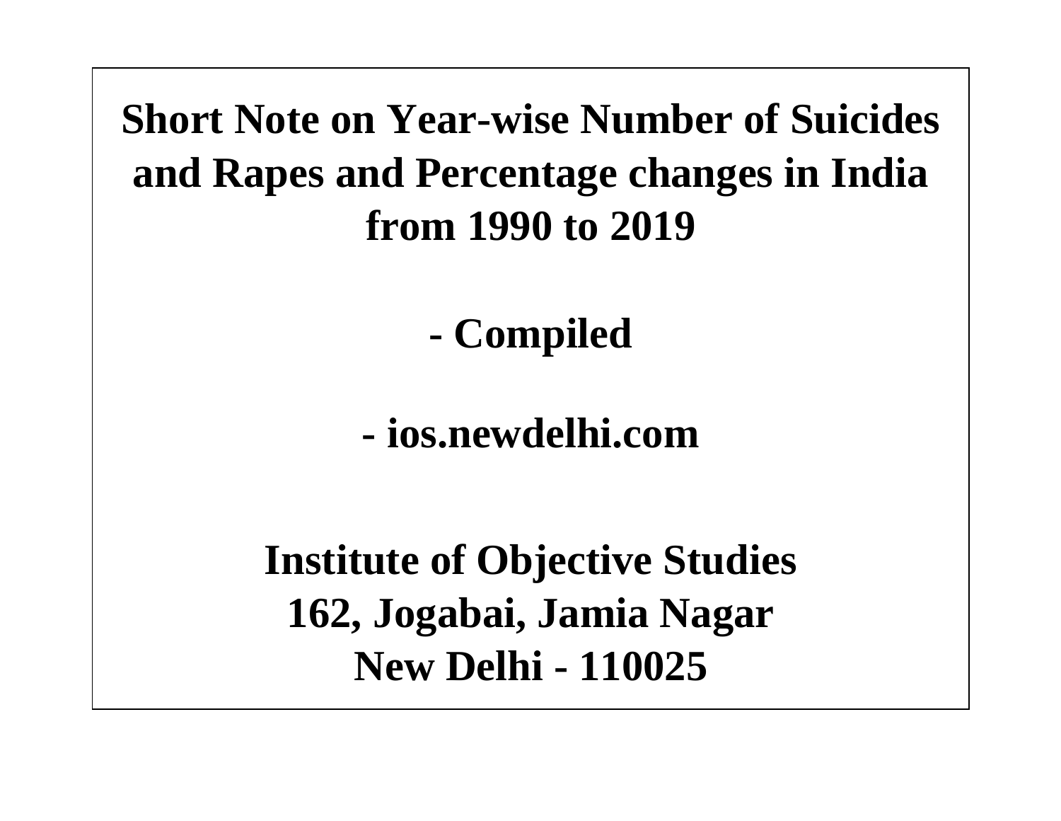# Short Note on Year-wise Number of Suicides and Rapes and Percentage changes in India from 1990 to 2019

**- Compiled**

**- ios.newdelhi.com**

**Institute of Objective Studies**
**162, Jogabai, Jamia Nagar**
**New Delhi - 110025**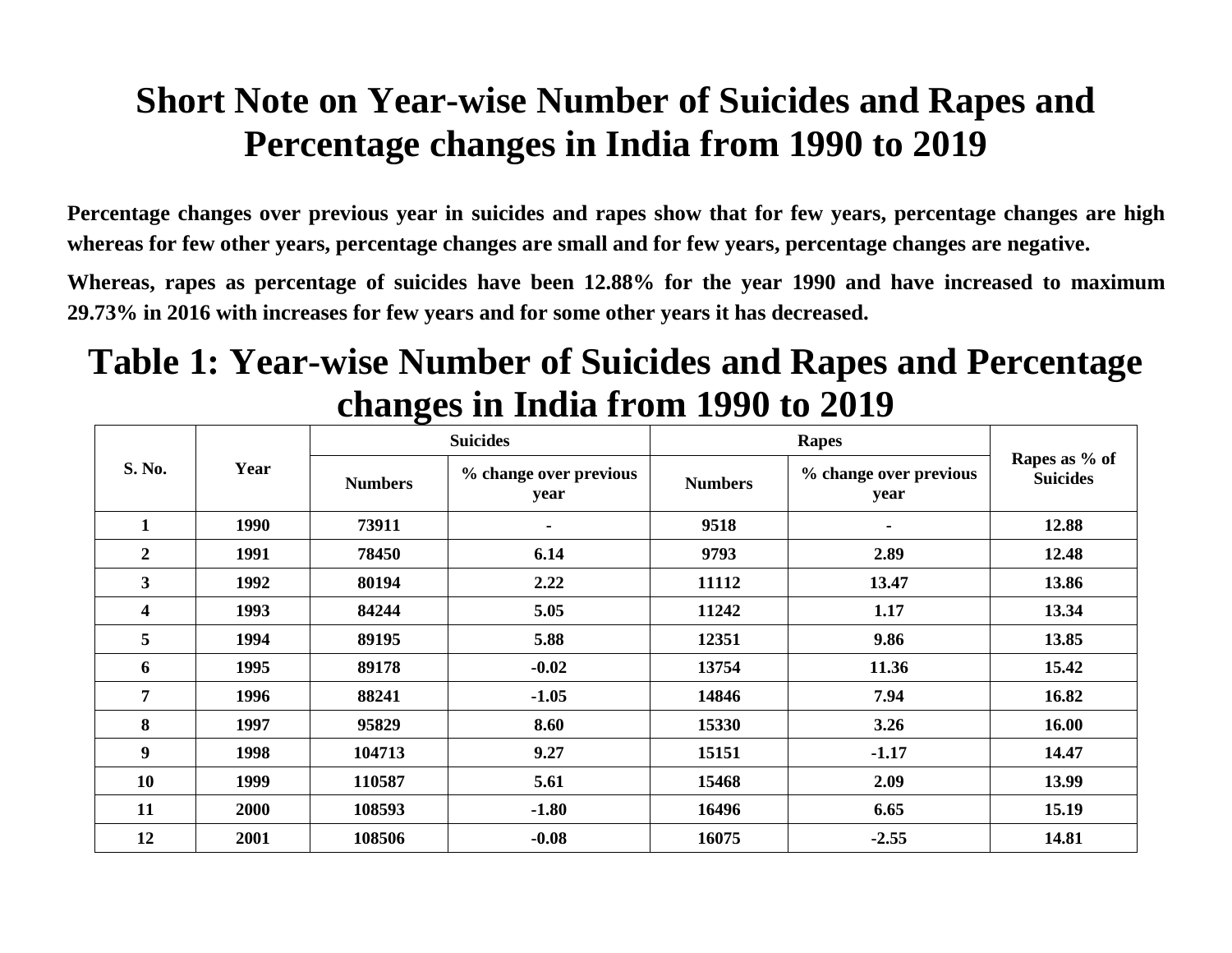# Short Note on Year-wise Number of Suicides and Rapes and Percentage changes in India from 1990 to 2019

**Percentage changes over previous year in suicides and rapes show that for few years, percentage changes are high whereas for few other years, percentage changes are small and for few years, percentage changes are negative.**

**Whereas, rapes as percentage of suicides have been 12.88% for the year 1990 and have increased to maximum 29.73% in 2016 with increases for few years and for some other years it has decreased.**

## Table 1: Year-wise Number of Suicides and Rapes and Percentage changes in India from 1990 to 2019

| S. No. | Year | Suicides | | Rapes | | Rapes as % of Suicides |
|---|---|---|---|---|---|---|
| | | Numbers | % change over previous year | Numbers | % change over previous year | |
| 1 | 1990 | 73911 | - | 9518 | - | 12.88 |
| 2 | 1991 | 78450 | 6.14 | 9793 | 2.89 | 12.48 |
| 3 | 1992 | 80194 | 2.22 | 11112 | 13.47 | 13.86 |
| 4 | 1993 | 84244 | 5.05 | 11242 | 1.17 | 13.34 |
| 5 | 1994 | 89195 | 5.88 | 12351 | 9.86 | 13.85 |
| 6 | 1995 | 89178 | -0.02 | 13754 | 11.36 | 15.42 |
| 7 | 1996 | 88241 | -1.05 | 14846 | 7.94 | 16.82 |
| 8 | 1997 | 95829 | 8.60 | 15330 | 3.26 | 16.00 |
| 9 | 1998 | 104713 | 9.27 | 15151 | -1.17 | 14.47 |
| 10 | 1999 | 110587 | 5.61 | 15468 | 2.09 | 13.99 |
| 11 | 2000 | 108593 | -1.80 | 16496 | 6.65 | 15.19 |
| 12 | 2001 | 108506 | -0.08 | 16075 | -2.55 | 14.81 |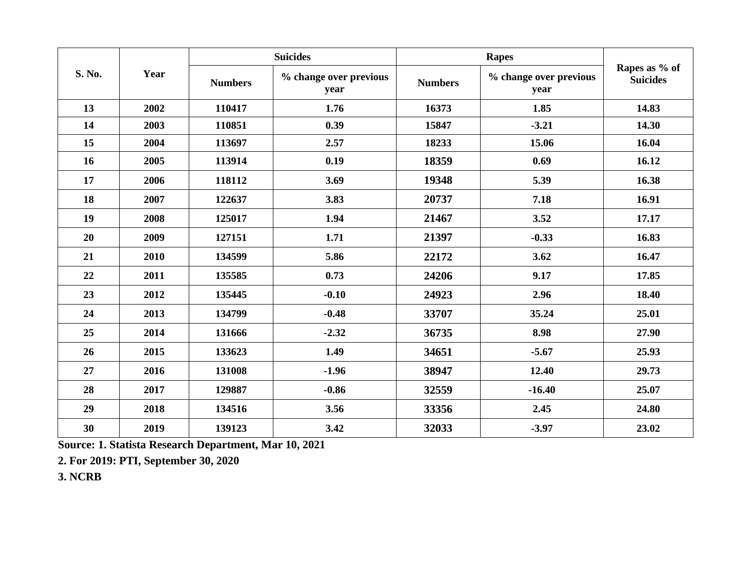| S. No. | Year | Suicides | | Rapes | | Rapes as % of Suicides |
|---|---|---|---|---|---|---|
| | | Numbers | % change over previous year | Numbers | % change over previous year | |
| 13 | 2002 | 110417 | 1.76 | 16373 | 1.85 | 14.83 |
| 14 | 2003 | 110851 | 0.39 | 15847 | -3.21 | 14.30 |
| 15 | 2004 | 113697 | 2.57 | 18233 | 15.06 | 16.04 |
| 16 | 2005 | 113914 | 0.19 | 18359 | 0.69 | 16.12 |
| 17 | 2006 | 118112 | 3.69 | 19348 | 5.39 | 16.38 |
| 18 | 2007 | 122637 | 3.83 | 20737 | 7.18 | 16.91 |
| 19 | 2008 | 125017 | 1.94 | 21467 | 3.52 | 17.17 |
| 20 | 2009 | 127151 | 1.71 | 21397 | -0.33 | 16.83 |
| 21 | 2010 | 134599 | 5.86 | 22172 | 3.62 | 16.47 |
| 22 | 2011 | 135585 | 0.73 | 24206 | 9.17 | 17.85 |
| 23 | 2012 | 135445 | -0.10 | 24923 | 2.96 | 18.40 |
| 24 | 2013 | 134799 | -0.48 | 33707 | 35.24 | 25.01 |
| 25 | 2014 | 131666 | -2.32 | 36735 | 8.98 | 27.90 |
| 26 | 2015 | 133623 | 1.49 | 34651 | -5.67 | 25.93 |
| 27 | 2016 | 131008 | -1.96 | 38947 | 12.40 | 29.73 |
| 28 | 2017 | 129887 | -0.86 | 32559 | -16.40 | 25.07 |
| 29 | 2018 | 134516 | 3.56 | 33356 | 2.45 | 24.80 |
| 30 | 2019 | 139123 | 3.42 | 32033 | -3.97 | 23.02 |

**Source: 1. Statista Research Department, Mar 10, 2021**

**2. For 2019: PTI, September 30, 2020**

**3. NCRB**